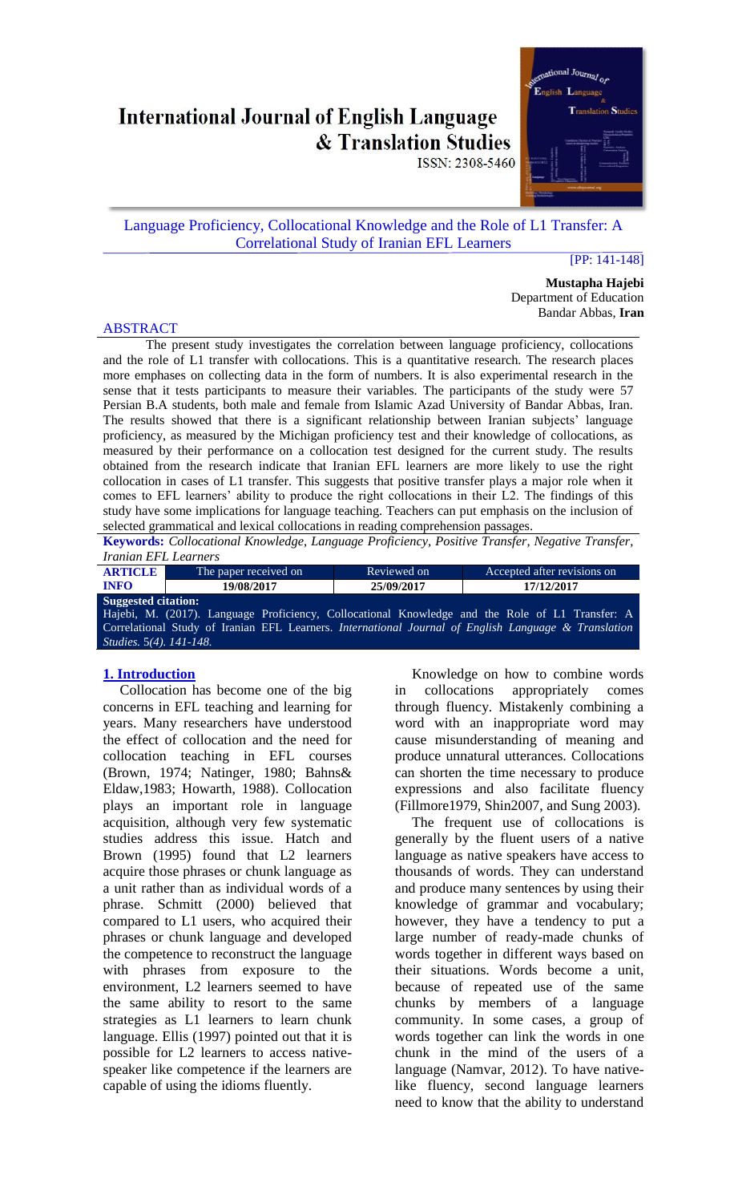# International Journal of English Language & Translation Studies

ISSN: 2308-5460

## Language Proficiency, Collocational Knowledge and the Role of L1 Transfer: A Correlational Study of Iranian EFL Learners

[PP: 141-148]

**Mustapha Hajebi**
Department of Education
Bandar Abbas, **Iran**

## ABSTRACT

The present study investigates the correlation between language proficiency, collocations and the role of L1 transfer with collocations. This is a quantitative research. The research places more emphases on collecting data in the form of numbers. It is also experimental research in the sense that it tests participants to measure their variables. The participants of the study were 57 Persian B.A students, both male and female from Islamic Azad University of Bandar Abbas, Iran. The results showed that there is a significant relationship between Iranian subjects' language proficiency, as measured by the Michigan proficiency test and their knowledge of collocations, as measured by their performance on a collocation test designed for the current study. The results obtained from the research indicate that Iranian EFL learners are more likely to use the right collocation in cases of L1 transfer. This suggests that positive transfer plays a major role when it comes to EFL learners' ability to produce the right collocations in their L2. The findings of this study have some implications for language teaching. Teachers can put emphasis on the inclusion of selected grammatical and lexical collocations in reading comprehension passages.

**Keywords:** *Collocational Knowledge, Language Proficiency, Positive Transfer, Negative Transfer, Iranian EFL Learners*

| ARTICLE INFO | The paper received on | Reviewed on | Accepted after revisions on |
|---|---|---|---|
| | **19/08/2017** | **25/09/2017** | **17/12/2017** |

**Suggested citation:**
Hajebi, M. (2017). Language Proficiency, Collocational Knowledge and the Role of L1 Transfer: A Correlational Study of Iranian EFL Learners. *International Journal of English Language & Translation Studies.* 5*(4).* 141-148.

## 1. Introduction

Collocation has become one of the big concerns in EFL teaching and learning for years. Many researchers have understood the effect of collocation and the need for collocation teaching in EFL courses (Brown, 1974; Natinger, 1980; Bahns& Eldaw,1983; Howarth, 1988). Collocation plays an important role in language acquisition, although very few systematic studies address this issue. Hatch and Brown (1995) found that L2 learners acquire those phrases or chunk language as a unit rather than as individual words of a phrase. Schmitt (2000) believed that compared to L1 users, who acquired their phrases or chunk language and developed the competence to reconstruct the language with phrases from exposure to the environment, L2 learners seemed to have the same ability to resort to the same strategies as L1 learners to learn chunk language. Ellis (1997) pointed out that it is possible for L2 learners to access native-speaker like competence if the learners are capable of using the idioms fluently.

Knowledge on how to combine words in collocations appropriately comes through fluency. Mistakenly combining a word with an inappropriate word may cause misunderstanding of meaning and produce unnatural utterances. Collocations can shorten the time necessary to produce expressions and also facilitate fluency (Fillmore1979, Shin2007, and Sung 2003).

The frequent use of collocations is generally by the fluent users of a native language as native speakers have access to thousands of words. They can understand and produce many sentences by using their knowledge of grammar and vocabulary; however, they have a tendency to put a large number of ready-made chunks of words together in different ways based on their situations. Words become a unit, because of repeated use of the same chunks by members of a language community. In some cases, a group of words together can link the words in one chunk in the mind of the users of a language (Namvar, 2012). To have native-like fluency, second language learners need to know that the ability to understand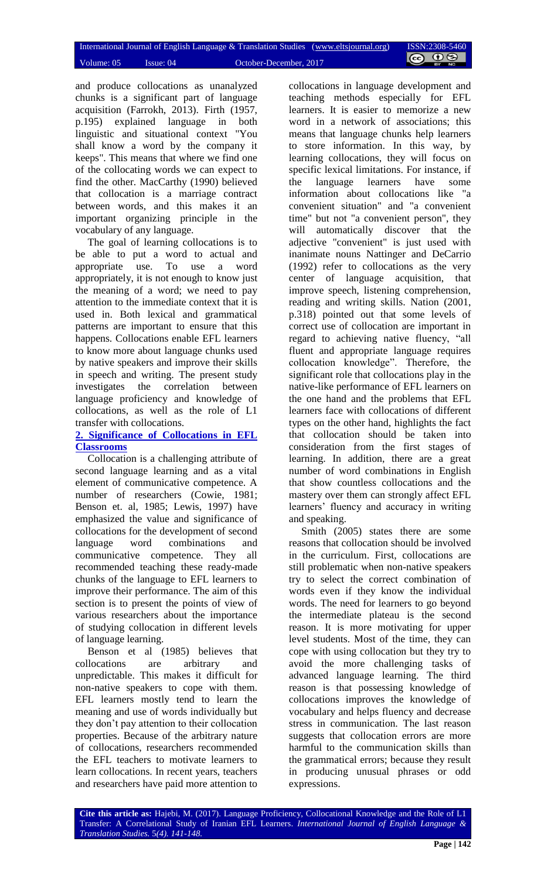and produce collocations as unanalyzed chunks is a significant part of language acquisition (Farrokh, 2013). Firth (1957, p.195) explained language in both linguistic and situational context "You shall know a word by the company it keeps". This means that where we find one of the collocating words we can expect to find the other. MacCarthy (1990) believed that collocation is a marriage contract between words, and this makes it an important organizing principle in the vocabulary of any language.

The goal of learning collocations is to be able to put a word to actual and appropriate use. To use a word appropriately, it is not enough to know just the meaning of a word; we need to pay attention to the immediate context that it is used in. Both lexical and grammatical patterns are important to ensure that this happens. Collocations enable EFL learners to know more about language chunks used by native speakers and improve their skills in speech and writing. The present study investigates the correlation between language proficiency and knowledge of collocations, as well as the role of L1 transfer with collocations.

## 2. Significance of Collocations in EFL Classrooms

Collocation is a challenging attribute of second language learning and as a vital element of communicative competence. A number of researchers (Cowie, 1981; Benson et. al, 1985; Lewis, 1997) have emphasized the value and significance of collocations for the development of second language word combinations and communicative competence. They all recommended teaching these ready-made chunks of the language to EFL learners to improve their performance. The aim of this section is to present the points of view of various researchers about the importance of studying collocation in different levels of language learning.

Benson et al (1985) believes that collocations are arbitrary and unpredictable. This makes it difficult for non-native speakers to cope with them. EFL learners mostly tend to learn the meaning and use of words individually but they don't pay attention to their collocation properties. Because of the arbitrary nature of collocations, researchers recommended the EFL teachers to motivate learners to learn collocations. In recent years, teachers and researchers have paid more attention to collocations in language development and teaching methods especially for EFL learners. It is easier to memorize a new word in a network of associations; this means that language chunks help learners to store information. In this way, by learning collocations, they will focus on specific lexical limitations. For instance, if the language learners have some information about collocations like "a convenient situation" and "a convenient time" but not "a convenient person", they will automatically discover that the adjective "convenient" is just used with inanimate nouns Nattinger and DeCarrio (1992) refer to collocations as the very center of language acquisition, that improve speech, listening comprehension, reading and writing skills. Nation (2001, p.318) pointed out that some levels of correct use of collocation are important in regard to achieving native fluency, "all fluent and appropriate language requires collocation knowledge". Therefore, the significant role that collocations play in the native-like performance of EFL learners on the one hand and the problems that EFL learners face with collocations of different types on the other hand, highlights the fact that collocation should be taken into consideration from the first stages of learning. In addition, there are a great number of word combinations in English that show countless collocations and the mastery over them can strongly affect EFL learners' fluency and accuracy in writing and speaking.

Smith (2005) states there are some reasons that collocation should be involved in the curriculum. First, collocations are still problematic when non-native speakers try to select the correct combination of words even if they know the individual words. The need for learners to go beyond the intermediate plateau is the second reason. It is more motivating for upper level students. Most of the time, they can cope with using collocation but they try to avoid the more challenging tasks of advanced language learning. The third reason is that possessing knowledge of collocations improves the knowledge of vocabulary and helps fluency and decrease stress in communication. The last reason suggests that collocation errors are more harmful to the communication skills than the grammatical errors; because they result in producing unusual phrases or odd expressions.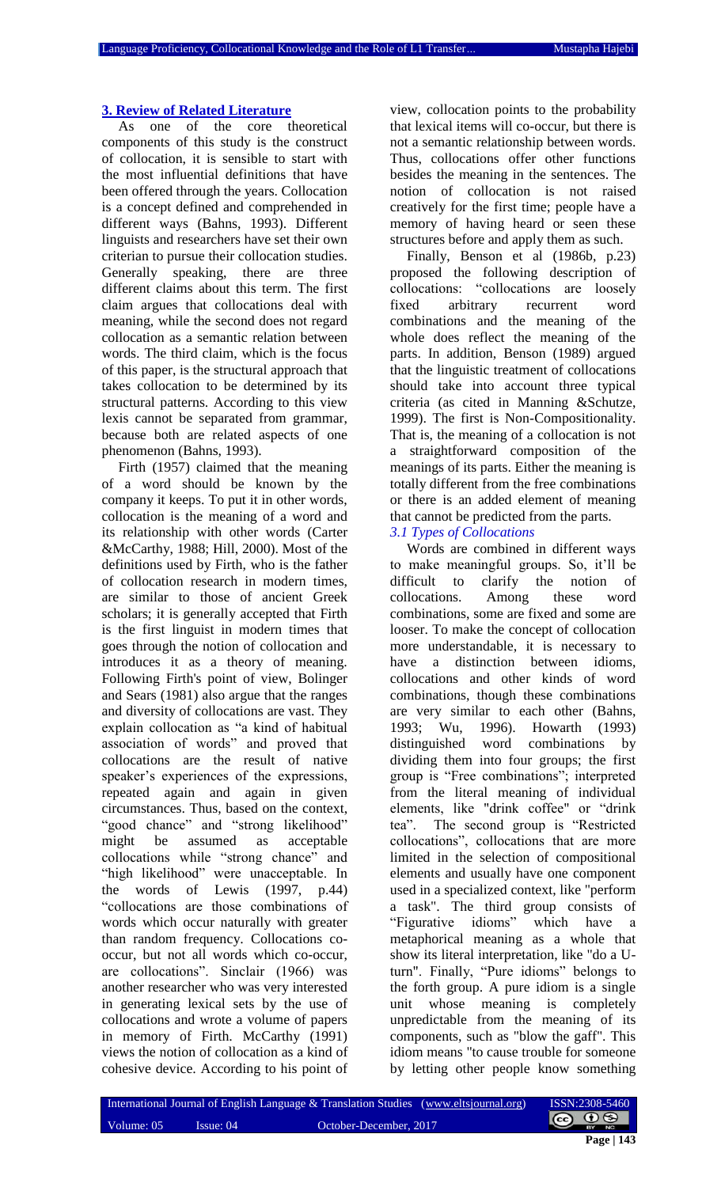## 3. Review of Related Literature

As one of the core theoretical components of this study is the construct of collocation, it is sensible to start with the most influential definitions that have been offered through the years. Collocation is a concept defined and comprehended in different ways (Bahns, 1993). Different linguists and researchers have set their own criterian to pursue their collocation studies. Generally speaking, there are three different claims about this term. The first claim argues that collocations deal with meaning, while the second does not regard collocation as a semantic relation between words. The third claim, which is the focus of this paper, is the structural approach that takes collocation to be determined by its structural patterns. According to this view lexis cannot be separated from grammar, because both are related aspects of one phenomenon (Bahns, 1993).

Firth (1957) claimed that the meaning of a word should be known by the company it keeps. To put it in other words, collocation is the meaning of a word and its relationship with other words (Carter &McCarthy, 1988; Hill, 2000). Most of the definitions used by Firth, who is the father of collocation research in modern times, are similar to those of ancient Greek scholars; it is generally accepted that Firth is the first linguist in modern times that goes through the notion of collocation and introduces it as a theory of meaning. Following Firth's point of view, Bolinger and Sears (1981) also argue that the ranges and diversity of collocations are vast. They explain collocation as "a kind of habitual association of words" and proved that collocations are the result of native speaker's experiences of the expressions, repeated again and again in given circumstances. Thus, based on the context, "good chance" and "strong likelihood" might be assumed as acceptable collocations while "strong chance" and "high likelihood" were unacceptable. In the words of Lewis (1997, p.44) "collocations are those combinations of words which occur naturally with greater than random frequency. Collocations co-occur, but not all words which co-occur, are collocations". Sinclair (1966) was another researcher who was very interested in generating lexical sets by the use of collocations and wrote a volume of papers in memory of Firth. McCarthy (1991) views the notion of collocation as a kind of cohesive device. According to his point of view, collocation points to the probability that lexical items will co-occur, but there is not a semantic relationship between words. Thus, collocations offer other functions besides the meaning in the sentences. The notion of collocation is not raised creatively for the first time; people have a memory of having heard or seen these structures before and apply them as such.

Finally, Benson et al (1986b, p.23) proposed the following description of collocations: "collocations are loosely fixed arbitrary recurrent word combinations and the meaning of the whole does reflect the meaning of the parts. In addition, Benson (1989) argued that the linguistic treatment of collocations should take into account three typical criteria (as cited in Manning &Schutze, 1999). The first is Non-Compositionality. That is, the meaning of a collocation is not a straightforward composition of the meanings of its parts. Either the meaning is totally different from the free combinations or there is an added element of meaning that cannot be predicted from the parts.

### *3.1 Types of Collocations*

Words are combined in different ways to make meaningful groups. So, it'll be difficult to clarify the notion of collocations. Among these word combinations, some are fixed and some are looser. To make the concept of collocation more understandable, it is necessary to have a distinction between idioms, collocations and other kinds of word combinations, though these combinations are very similar to each other (Bahns, 1993; Wu, 1996). Howarth (1993) distinguished word combinations by dividing them into four groups; the first group is "Free combinations"; interpreted from the literal meaning of individual elements, like "drink coffee" or "drink tea". The second group is "Restricted collocations", collocations that are more limited in the selection of compositional elements and usually have one component used in a specialized context, like "perform a task". The third group consists of "Figurative idioms" which have a metaphorical meaning as a whole that show its literal interpretation, like "do a U-turn". Finally, "Pure idioms" belongs to the forth group. A pure idiom is a single unit whose meaning is completely unpredictable from the meaning of its components, such as "blow the gaff". This idiom means "to cause trouble for someone by letting other people know something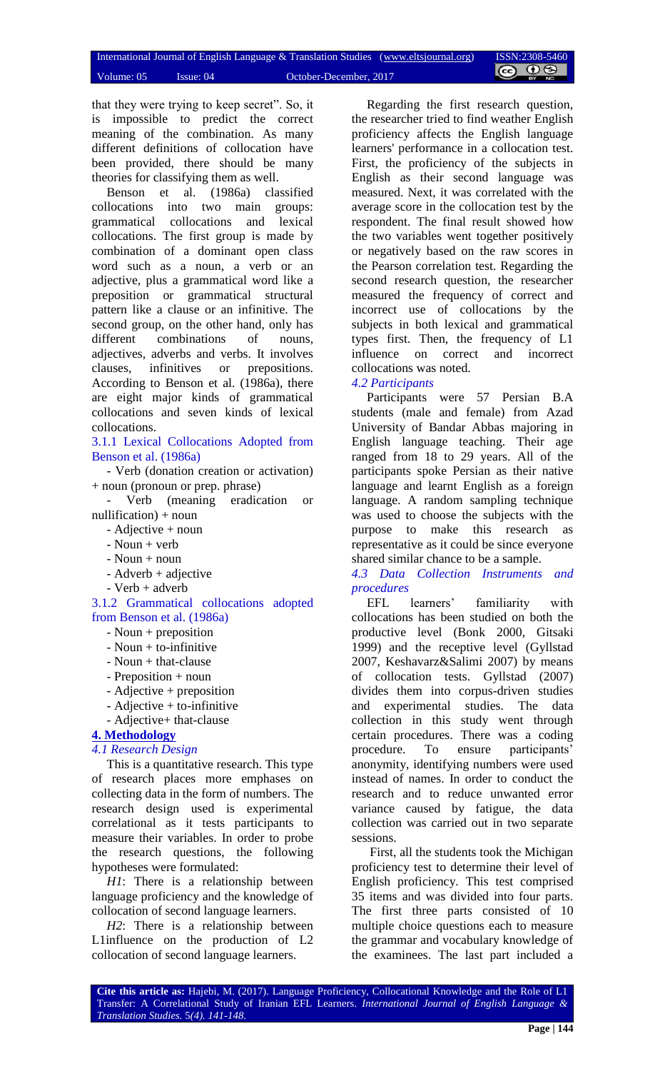that they were trying to keep secret". So, it is impossible to predict the correct meaning of the combination. As many different definitions of collocation have been provided, there should be many theories for classifying them as well.

Benson et al. (1986a) classified collocations into two main groups: grammatical collocations and lexical collocations. The first group is made by combination of a dominant open class word such as a noun, a verb or an adjective, plus a grammatical word like a preposition or grammatical structural pattern like a clause or an infinitive. The second group, on the other hand, only has different combinations of nouns, adjectives, adverbs and verbs. It involves clauses, infinitives or prepositions. According to Benson et al. (1986a), there are eight major kinds of grammatical collocations and seven kinds of lexical collocations.

### 3.1.1 Lexical Collocations Adopted from Benson et al. (1986a)

- Verb (donation creation or activation) + noun (pronoun or prep. phrase)
- Verb (meaning eradication or nullification) + noun
- Adjective + noun
- Noun + verb
- Noun + noun
- Adverb + adjective
- Verb + adverb

### 3.1.2 Grammatical collocations adopted from Benson et al. (1986a)

- Noun + preposition
- Noun + to-infinitive
- Noun + that-clause
- Preposition + noun
- Adjective + preposition
- Adjective + to-infinitive
- Adjective+ that-clause

## 4. Methodology

### *4.1 Research Design*

This is a quantitative research. This type of research places more emphases on collecting data in the form of numbers. The research design used is experimental correlational as it tests participants to measure their variables. In order to probe the research questions, the following hypotheses were formulated:

*H1*: There is a relationship between language proficiency and the knowledge of collocation of second language learners.

*H2*: There is a relationship between L1influence on the production of L2 collocation of second language learners.

Regarding the first research question, the researcher tried to find weather English proficiency affects the English language learners' performance in a collocation test. First, the proficiency of the subjects in English as their second language was measured. Next, it was correlated with the average score in the collocation test by the respondent. The final result showed how the two variables went together positively or negatively based on the raw scores in the Pearson correlation test. Regarding the second research question, the researcher measured the frequency of correct and incorrect use of collocations by the subjects in both lexical and grammatical types first. Then, the frequency of L1 influence on correct and incorrect collocations was noted.

### *4.2 Participants*

Participants were 57 Persian B.A students (male and female) from Azad University of Bandar Abbas majoring in English language teaching. Their age ranged from 18 to 29 years. All of the participants spoke Persian as their native language and learnt English as a foreign language. A random sampling technique was used to choose the subjects with the purpose to make this research as representative as it could be since everyone shared similar chance to be a sample.

### *4.3 Data Collection Instruments and procedures*

EFL learners' familiarity with collocations has been studied on both the productive level (Bonk 2000, Gitsaki 1999) and the receptive level (Gyllstad 2007, Keshavarz&Salimi 2007) by means of collocation tests. Gyllstad (2007) divides them into corpus-driven studies and experimental studies. The data collection in this study went through certain procedures. There was a coding procedure. To ensure participants' anonymity, identifying numbers were used instead of names. In order to conduct the research and to reduce unwanted error variance caused by fatigue, the data collection was carried out in two separate sessions.

First, all the students took the Michigan proficiency test to determine their level of English proficiency. This test comprised 35 items and was divided into four parts. The first three parts consisted of 10 multiple choice questions each to measure the grammar and vocabulary knowledge of the examinees. The last part included a

**Cite this article as:** Hajebi, M. (2017). Language Proficiency, Collocational Knowledge and the Role of L1 Transfer: A Correlational Study of Iranian EFL Learners. *International Journal of English Language & Translation Studies.* 5*(4). 141-148.*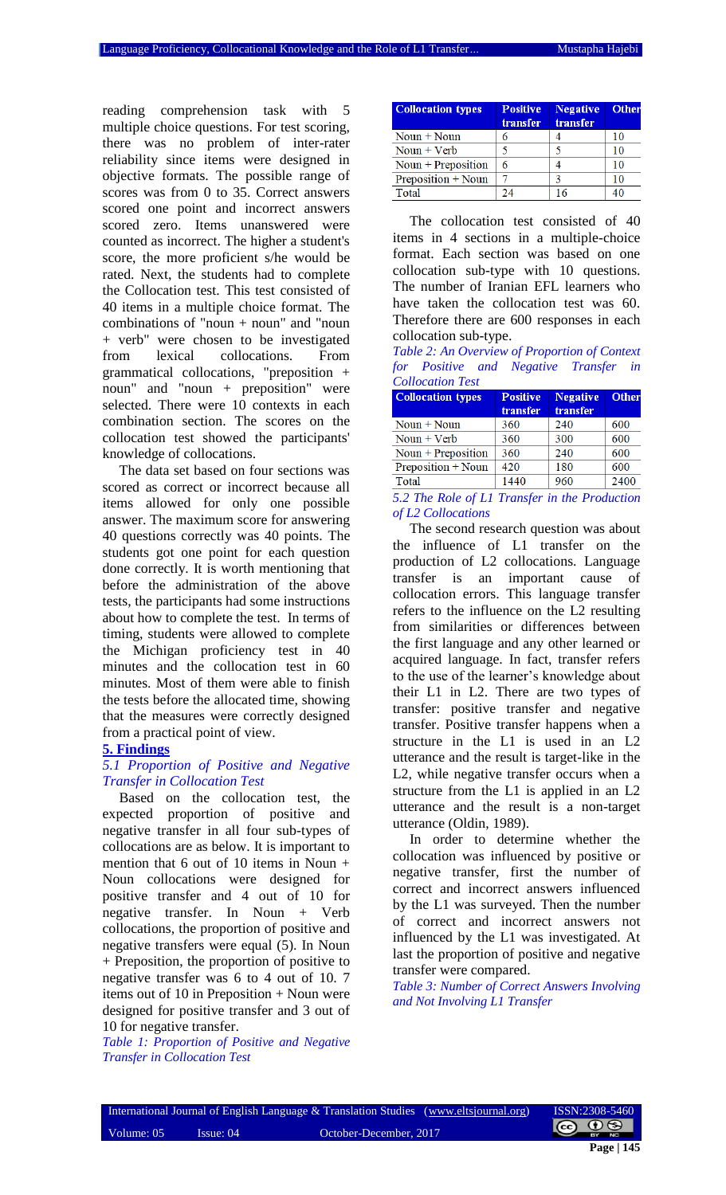reading comprehension task with 5 multiple choice questions. For test scoring, there was no problem of inter-rater reliability since items were designed in objective formats. The possible range of scores was from 0 to 35. Correct answers scored one point and incorrect answers scored zero. Items unanswered were counted as incorrect. The higher a student's score, the more proficient s/he would be rated. Next, the students had to complete the Collocation test. This test consisted of 40 items in a multiple choice format. The combinations of "noun + noun" and "noun + verb" were chosen to be investigated from lexical collocations. From grammatical collocations, "preposition + noun" and "noun + preposition" were selected. There were 10 contexts in each combination section. The scores on the collocation test showed the participants' knowledge of collocations.

The data set based on four sections was scored as correct or incorrect because all items allowed for only one possible answer. The maximum score for answering 40 questions correctly was 40 points. The students got one point for each question done correctly. It is worth mentioning that before the administration of the above tests, the participants had some instructions about how to complete the test. In terms of timing, students were allowed to complete the Michigan proficiency test in 40 minutes and the collocation test in 60 minutes. Most of them were able to finish the tests before the allocated time, showing that the measures were correctly designed from a practical point of view.

## 5. Findings

### *5.1 Proportion of Positive and Negative Transfer in Collocation Test*

Based on the collocation test, the expected proportion of positive and negative transfer in all four sub-types of collocations are as below. It is important to mention that 6 out of 10 items in Noun + Noun collocations were designed for positive transfer and 4 out of 10 for negative transfer. In Noun + Verb collocations, the proportion of positive and negative transfers were equal (5). In Noun + Preposition, the proportion of positive to negative transfer was 6 to 4 out of 10. 7 items out of 10 in Preposition + Noun were designed for positive transfer and 3 out of 10 for negative transfer.

*Table 1: Proportion of Positive and Negative Transfer in Collocation Test*

| Collocation types | Positive transfer | Negative transfer | Other |
|---|---|---|---|
| Noun + Noun | 6 | 4 | 10 |
| Noun + Verb | 5 | 5 | 10 |
| Noun + Preposition | 6 | 4 | 10 |
| Preposition + Noun | 7 | 3 | 10 |
| Total | 24 | 16 | 40 |

The collocation test consisted of 40 items in 4 sections in a multiple-choice format. Each section was based on one collocation sub-type with 10 questions. The number of Iranian EFL learners who have taken the collocation test was 60. Therefore there are 600 responses in each collocation sub-type.

*Table 2: An Overview of Proportion of Context for Positive and Negative Transfer in Collocation Test*

| Collocation types | Positive transfer | Negative transfer | Other |
|---|---|---|---|
| Noun + Noun | 360 | 240 | 600 |
| Noun + Verb | 360 | 300 | 600 |
| Noun + Preposition | 360 | 240 | 600 |
| Preposition + Noun | 420 | 180 | 600 |
| Total | 1440 | 960 | 2400 |

### *5.2 The Role of L1 Transfer in the Production of L2 Collocations*

The second research question was about the influence of L1 transfer on the production of L2 collocations. Language transfer is an important cause of collocation errors. This language transfer refers to the influence on the L2 resulting from similarities or differences between the first language and any other learned or acquired language. In fact, transfer refers to the use of the learner's knowledge about their L1 in L2. There are two types of transfer: positive transfer and negative transfer. Positive transfer happens when a structure in the L1 is used in an L2 utterance and the result is target-like in the L2, while negative transfer occurs when a structure from the L1 is applied in an L2 utterance and the result is a non-target utterance (Oldin, 1989).

In order to determine whether the collocation was influenced by positive or negative transfer, first the number of correct and incorrect answers influenced by the L1 was surveyed. Then the number of correct and incorrect answers not influenced by the L1 was investigated. At last the proportion of positive and negative transfer were compared.

*Table 3: Number of Correct Answers Involving and Not Involving L1 Transfer*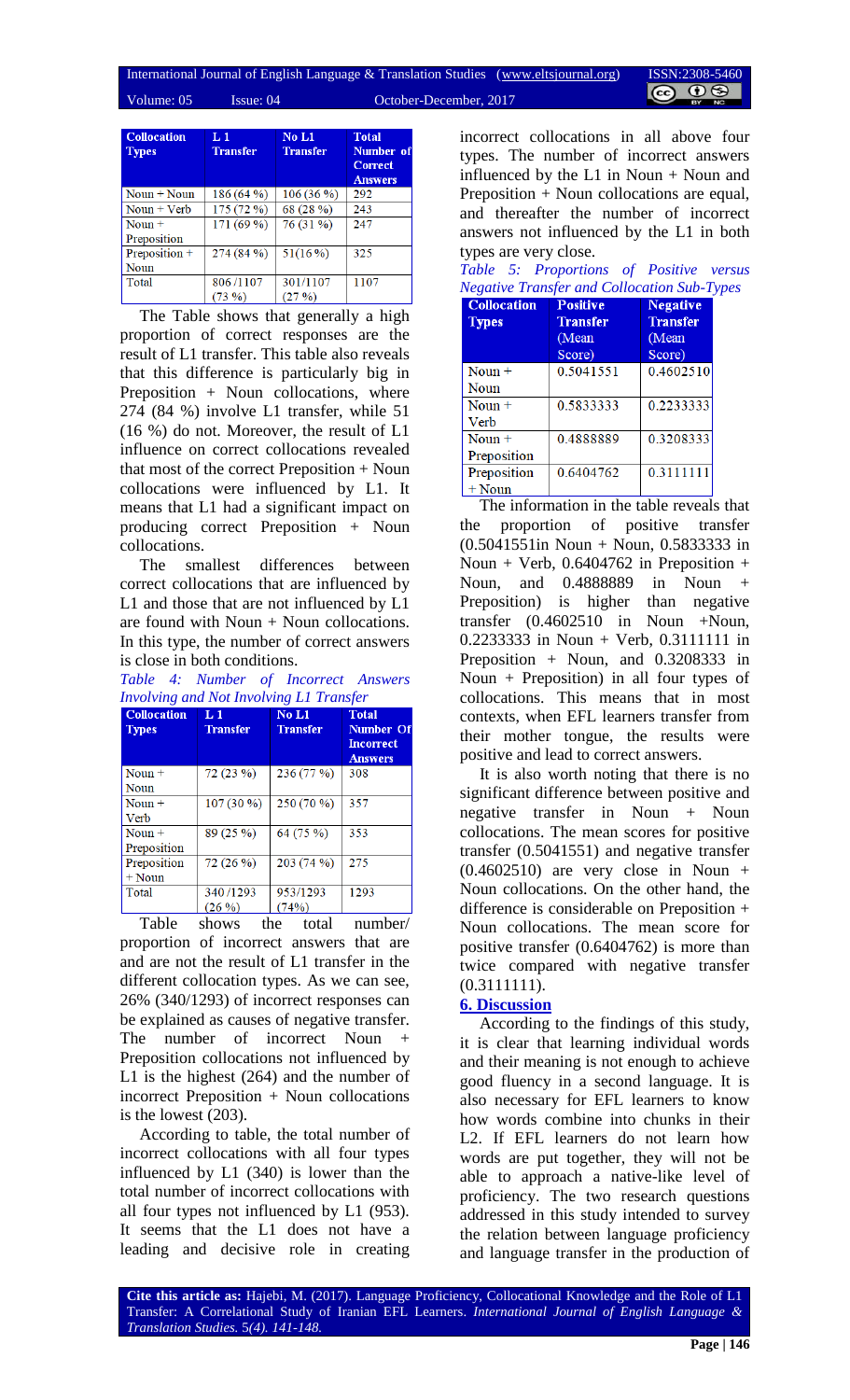| Collocation Types | L1 Transfer | No L1 Transfer | Total Number of Correct Answers |
|---|---|---|---|
| Noun + Noun | 186 (64 %) | 106 (36 %) | 292 |
| Noun + Verb | 175 (72 %) | 68 (28 %) | 243 |
| Noun + Preposition | 171 (69 %) | 76 (31 %) | 247 |
| Preposition + Noun | 274 (84 %) | 51(16 %) | 325 |
| Total | 806 /1107 (73 %) | 301/1107 (27 %) | 1107 |

The Table shows that generally a high proportion of correct responses are the result of L1 transfer. This table also reveals that this difference is particularly big in Preposition + Noun collocations, where 274 (84 %) involve L1 transfer, while 51 (16 %) do not. Moreover, the result of L1 influence on correct collocations revealed that most of the correct Preposition + Noun collocations were influenced by L1. It means that L1 had a significant impact on producing correct Preposition + Noun collocations.

The smallest differences between correct collocations that are influenced by L1 and those that are not influenced by L1 are found with Noun + Noun collocations. In this type, the number of correct answers is close in both conditions.

*Table 4: Number of Incorrect Answers Involving and Not Involving L1 Transfer*

| Collocation Types | L1 Transfer | No L1 Transfer | Total Number Of Incorrect Answers |
|---|---|---|---|
| Noun + Noun | 72 (23 %) | 236 (77 %) | 308 |
| Noun + Verb | 107 (30 %) | 250 (70 %) | 357 |
| Noun + Preposition | 89 (25 %) | 64 (75 %) | 353 |
| Preposition + Noun | 72 (26 %) | 203 (74 %) | 275 |
| Total | 340 /1293 (26 %) | 953/1293 (74%) | 1293 |

Table shows the total number/ proportion of incorrect answers that are and are not the result of L1 transfer in the different collocation types. As we can see, 26% (340/1293) of incorrect responses can be explained as causes of negative transfer. The number of incorrect Noun + Preposition collocations not influenced by L1 is the highest (264) and the number of incorrect Preposition + Noun collocations is the lowest (203).

According to table, the total number of incorrect collocations with all four types influenced by L1 (340) is lower than the total number of incorrect collocations with all four types not influenced by L1 (953). It seems that the L1 does not have a leading and decisive role in creating incorrect collocations in all above four types. The number of incorrect answers influenced by the L1 in Noun + Noun and Preposition + Noun collocations are equal, and thereafter the number of incorrect answers not influenced by the L1 in both types are very close.

*Table 5: Proportions of Positive versus Negative Transfer and Collocation Sub-Types*

| Collocation Types | Positive Transfer (Mean Score) | Negative Transfer (Mean Score) |
|---|---|---|
| Noun + Noun | 0.5041551 | 0.4602510 |
| Noun + Verb | 0.5833333 | 0.2233333 |
| Noun + Preposition | 0.4888889 | 0.3208333 |
| Preposition + Noun | 0.6404762 | 0.3111111 |

The information in the table reveals that the proportion of positive transfer (0.5041551in Noun + Noun, 0.5833333 in Noun + Verb, 0.6404762 in Preposition + Noun, and 0.4888889 in Noun + Preposition) is higher than negative transfer (0.4602510 in Noun +Noun, 0.2233333 in Noun + Verb, 0.3111111 in Preposition + Noun, and 0.3208333 in Noun + Preposition) in all four types of collocations. This means that in most contexts, when EFL learners transfer from their mother tongue, the results were positive and lead to correct answers.

It is also worth noting that there is no significant difference between positive and negative transfer in Noun + Noun collocations. The mean scores for positive transfer (0.5041551) and negative transfer (0.4602510) are very close in Noun + Noun collocations. On the other hand, the difference is considerable on Preposition + Noun collocations. The mean score for positive transfer (0.6404762) is more than twice compared with negative transfer (0.3111111).

## 6. Discussion

According to the findings of this study, it is clear that learning individual words and their meaning is not enough to achieve good fluency in a second language. It is also necessary for EFL learners to know how words combine into chunks in their L2. If EFL learners do not learn how words are put together, they will not be able to approach a native-like level of proficiency. The two research questions addressed in this study intended to survey the relation between language proficiency and language transfer in the production of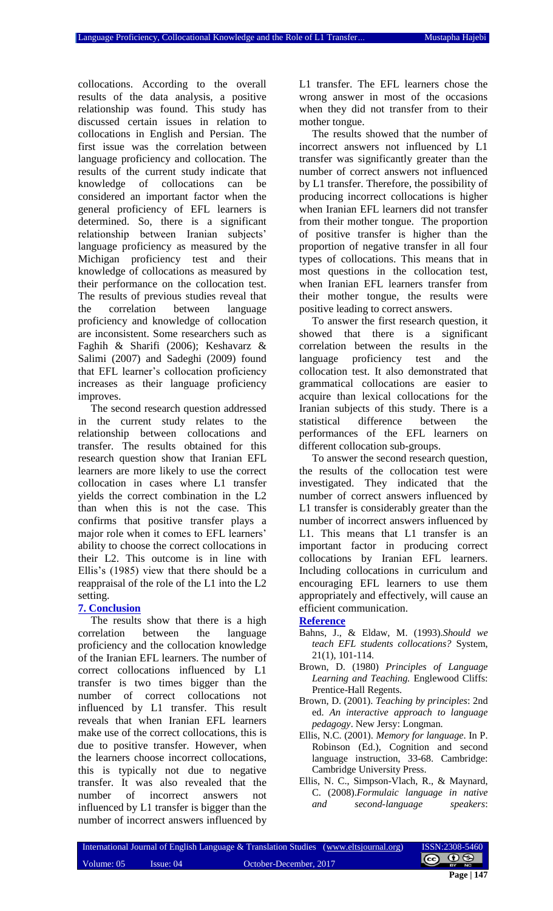collocations. According to the overall results of the data analysis, a positive relationship was found. This study has discussed certain issues in relation to collocations in English and Persian. The first issue was the correlation between language proficiency and collocation. The results of the current study indicate that knowledge of collocations can be considered an important factor when the general proficiency of EFL learners is determined. So, there is a significant relationship between Iranian subjects' language proficiency as measured by the Michigan proficiency test and their knowledge of collocations as measured by their performance on the collocation test. The results of previous studies reveal that the correlation between language proficiency and knowledge of collocation are inconsistent. Some researchers such as Faghih & Sharifi (2006); Keshavarz & Salimi (2007) and Sadeghi (2009) found that EFL learner's collocation proficiency increases as their language proficiency improves.

The second research question addressed in the current study relates to the relationship between collocations and transfer. The results obtained for this research question show that Iranian EFL learners are more likely to use the correct collocation in cases where L1 transfer yields the correct combination in the L2 than when this is not the case. This confirms that positive transfer plays a major role when it comes to EFL learners' ability to choose the correct collocations in their L2. This outcome is in line with Ellis's (1985) view that there should be a reappraisal of the role of the L1 into the L2 setting.

## 7. Conclusion

The results show that there is a high correlation between the language proficiency and the collocation knowledge of the Iranian EFL learners. The number of correct collocations influenced by L1 transfer is two times bigger than the number of correct collocations not influenced by L1 transfer. This result reveals that when Iranian EFL learners make use of the correct collocations, this is due to positive transfer. However, when the learners choose incorrect collocations, this is typically not due to negative transfer. It was also revealed that the number of incorrect answers not influenced by L1 transfer is bigger than the number of incorrect answers influenced by L1 transfer. The EFL learners chose the wrong answer in most of the occasions when they did not transfer from to their mother tongue.

The results showed that the number of incorrect answers not influenced by L1 transfer was significantly greater than the number of correct answers not influenced by L1 transfer. Therefore, the possibility of producing incorrect collocations is higher when Iranian EFL learners did not transfer from their mother tongue. The proportion of positive transfer is higher than the proportion of negative transfer in all four types of collocations. This means that in most questions in the collocation test, when Iranian EFL learners transfer from their mother tongue, the results were positive leading to correct answers.

To answer the first research question, it showed that there is a significant correlation between the results in the language proficiency test and the collocation test. It also demonstrated that grammatical collocations are easier to acquire than lexical collocations for the Iranian subjects of this study. There is a statistical difference between the performances of the EFL learners on different collocation sub-groups.

To answer the second research question, the results of the collocation test were investigated. They indicated that the number of correct answers influenced by L1 transfer is considerably greater than the number of incorrect answers influenced by L1. This means that L1 transfer is an important factor in producing correct collocations by Iranian EFL learners. Including collocations in curriculum and encouraging EFL learners to use them appropriately and effectively, will cause an efficient communication.

## Reference

- Bahns, J., & Eldaw, M. (1993).*Should we teach EFL students collocations?* System, 21(1), 101-114.
- Brown, D. (1980) *Principles of Language Learning and Teaching.* Englewood Cliffs: Prentice-Hall Regents.
- Brown, D. (2001). *Teaching by principles*: 2nd ed. *An interactive approach to language pedagogy*. New Jersy: Longman.
- Ellis, N.C. (2001). *Memory for language*. In P. Robinson (Ed.), Cognition and second language instruction, 33-68. Cambridge: Cambridge University Press.
- Ellis, N. C., Simpson-Vlach, R., & Maynard, C. (2008).*Formulaic language in native and second-language speakers*: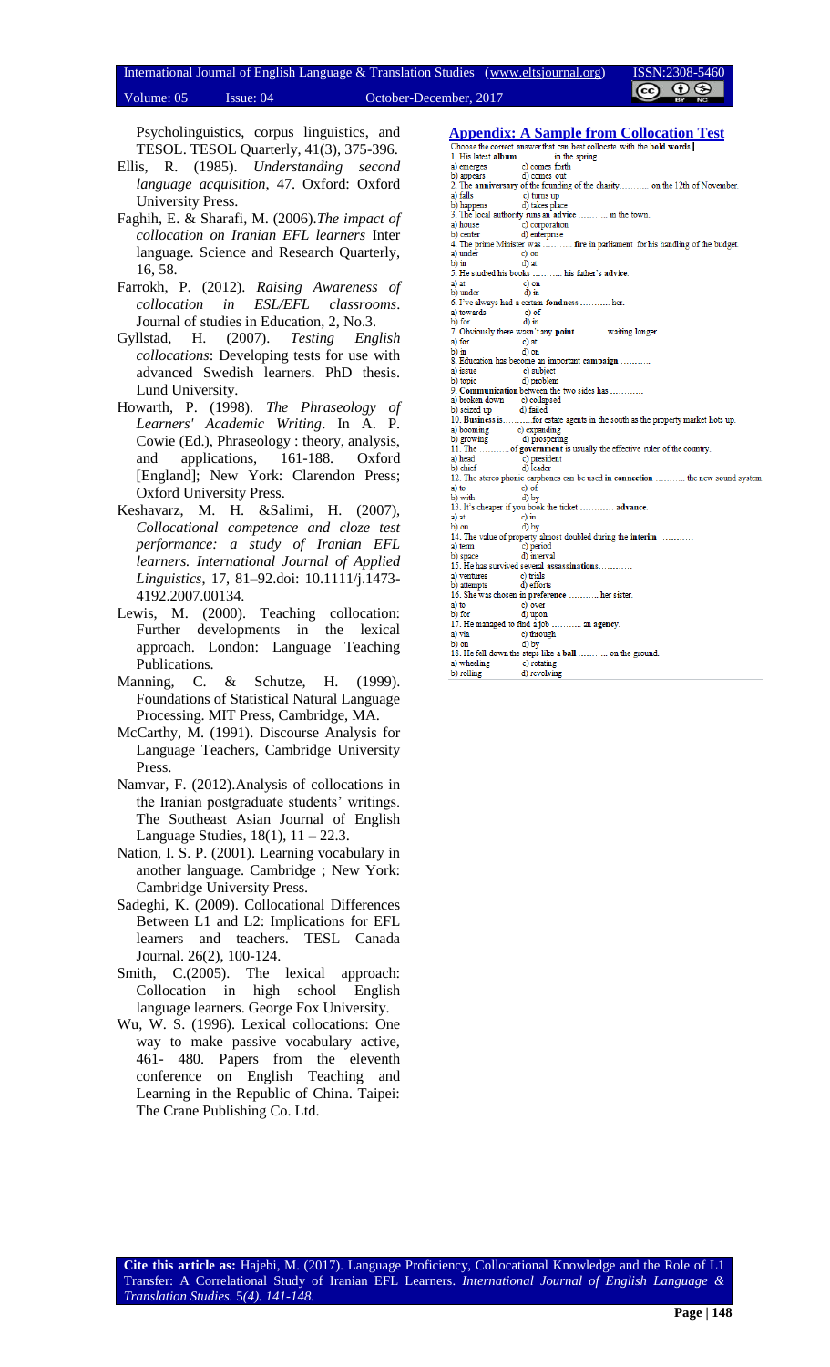Psycholinguistics, corpus linguistics, and TESOL. TESOL Quarterly, 41(3), 375-396.

Ellis, R. (1985). *Understanding second language acquisition*, 47. Oxford: Oxford University Press.

Faghih, E. & Sharafi, M. (2006).*The impact of collocation on Iranian EFL learners* Inter language. Science and Research Quarterly, 16, 58.

Farrokh, P. (2012). *Raising Awareness of collocation in ESL/EFL classrooms*. Journal of studies in Education, 2, No.3.

Gyllstad, H. (2007). *Testing English collocations*: Developing tests for use with advanced Swedish learners. PhD thesis. Lund University.

Howarth, P. (1998). *The Phraseology of Learners' Academic Writing*. In A. P. Cowie (Ed.), Phraseology : theory, analysis, and applications, 161-188. Oxford [England]; New York: Clarendon Press; Oxford University Press.

Keshavarz, M. H. &Salimi, H. (2007), *Collocational competence and cloze test performance: a study of Iranian EFL learners. International Journal of Applied Linguistics*, 17, 81–92.doi: 10.1111/j.1473-4192.2007.00134.

Lewis, M. (2000). Teaching collocation: Further developments in the lexical approach. London: Language Teaching Publications.

Manning, C. & Schutze, H. (1999). Foundations of Statistical Natural Language Processing. MIT Press, Cambridge, MA.

McCarthy, M. (1991). Discourse Analysis for Language Teachers, Cambridge University Press.

Namvar, F. (2012).Analysis of collocations in the Iranian postgraduate students' writings. The Southeast Asian Journal of English Language Studies, 18(1), 11 – 22.3.

Nation, I. S. P. (2001). Learning vocabulary in another language. Cambridge ; New York: Cambridge University Press.

Sadeghi, K. (2009). Collocational Differences Between L1 and L2: Implications for EFL learners and teachers. TESL Canada Journal. 26(2), 100-124.

Smith, C.(2005). The lexical approach: Collocation in high school English language learners. George Fox University.

Wu, W. S. (1996). Lexical collocations: One way to make passive vocabulary active, 461- 480. Papers from the eleventh conference on English Teaching and Learning in the Republic of China. Taipei: The Crane Publishing Co. Ltd.

## Appendix: A Sample from Collocation Test

Choose the correct answer that can best collocate with the **bold words**.

1. His latest **album** ………… in the spring.
a) emerges c) comes forth
b) appears d) comes out

2. The **anniversary** of the founding of the charity……….. on the 12th of November.
a) falls c) turns up
b) happens d) takes place

3. The local authority **runs an advice** ……….. in the town.
a) house c) corporation
b) center d) enterprise

4. The prime Minister was ……….. **fire** in parliament for his handling of the budget.
a) under c) on
b) in d) at

5. He studied his books ……….. **his father's advice**.
a) at c) on
b) under d) in

6. I've always had a certain **fondness** ……….. her.
a) towards c) of
b) for d) in

7. Obviously there wasn't **any point** ……….. waiting longer.
a) for c) at
b) in d) on

8. Education has become an important **campaign** ………..
a) issue c) subject
b) topic d) problem

9. **Communication** between the two sides has …………
a) broken down c) collapsed
b) seized up d) failed

10. **Business** is……….for estate agents in the south as the property market hots up.
a) booming c) expanding
b) growing d) prospering

11. The ……….of **government** is usually the effective ruler of the country.
a) head c) president
b) chief d) leader

12. The stereo phonic earphones can be used **in connection** ……….. the new sound system.
a) to c) of
b) with d) by

13. It's cheaper if you book the ticket ………… **advance**.
a) at c) in
b) on d) by

14. The value of property almost doubled during the **interim** …………
a) term c) period
b) space d) interval

15. He has survived several **assassinations**…………
a) ventures c) trials
b) attempts d) efforts

16. She was chosen **in preference** ……….. her sister.
a) to c) over
b) for d) upon

17. He managed to find **a job** ……….. **an agency**.
a) via c) through
b) on d) by

18. He fell down the steps like **a ball** ……….. on the ground.
a) wheeling c) rotating
b) rolling d) revolving

**Cite this article as:** Hajebi, M. (2017). Language Proficiency, Collocational Knowledge and the Role of L1 Transfer: A Correlational Study of Iranian EFL Learners. *International Journal of English Language & Translation Studies. 5(4). 141-148.*